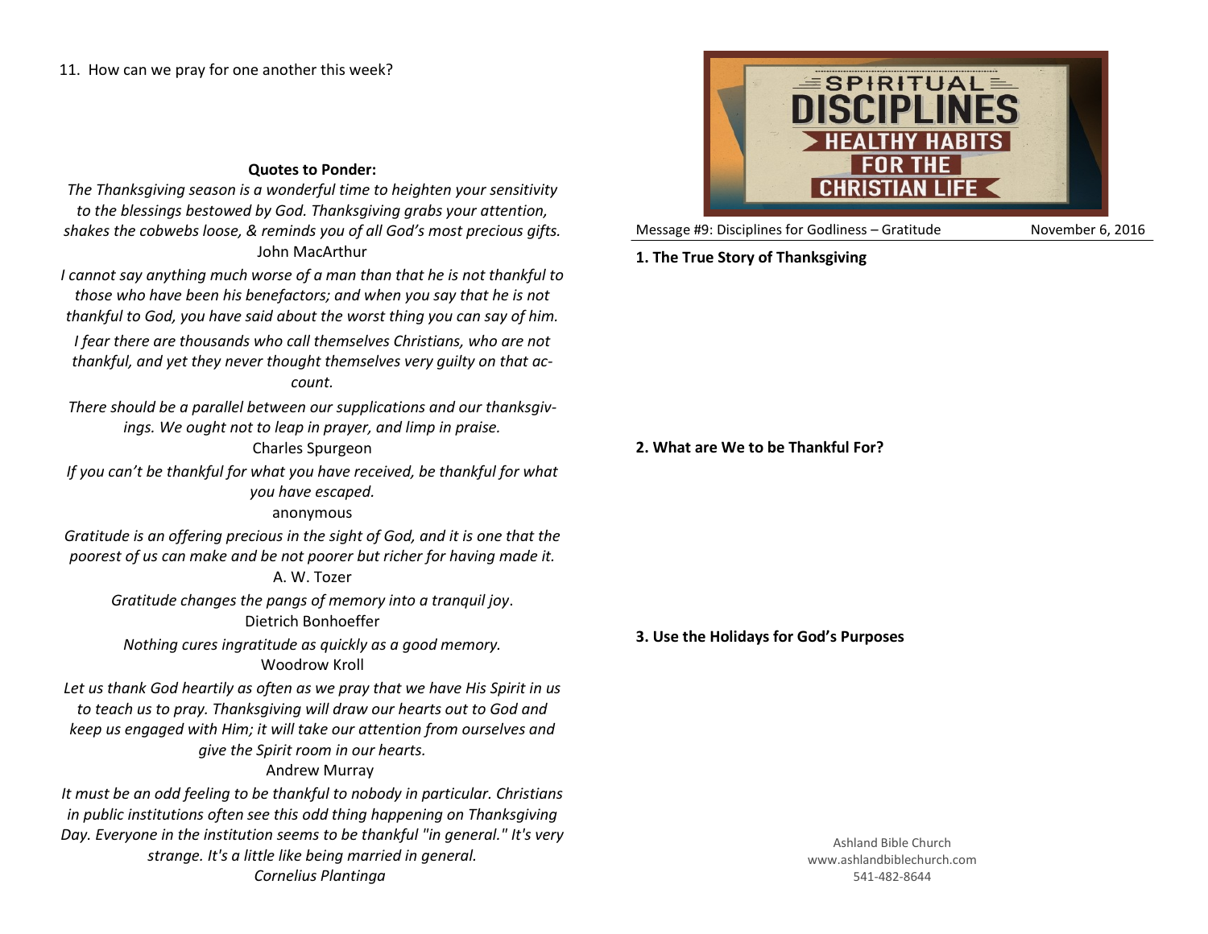11. How can we pray for one another this week?

**Quotes to Ponder:**

*The Thanksgiving season is a wonderful time to heighten your sensitivity to the blessings bestowed by God. Thanksgiving grabs your attention, shakes the cobwebs loose, & reminds you of all God's most precious gifts.*
John MacArthur

*I cannot say anything much worse of a man than that he is not thankful to those who have been his benefactors; and when you say that he is not thankful to God, you have said about the worst thing you can say of him.*

*I fear there are thousands who call themselves Christians, who are not thankful, and yet they never thought themselves very guilty on that account.*

*There should be a parallel between our supplications and our thanksgivings. We ought not to leap in prayer, and limp in praise.*
Charles Spurgeon

*If you can't be thankful for what you have received, be thankful for what you have escaped.*
anonymous

*Gratitude is an offering precious in the sight of God, and it is one that the poorest of us can make and be not poorer but richer for having made it.*
A. W. Tozer

*Gratitude changes the pangs of memory into a tranquil joy*.
Dietrich Bonhoeffer

*Nothing cures ingratitude as quickly as a good memory.*
Woodrow Kroll

*Let us thank God heartily as often as we pray that we have His Spirit in us to teach us to pray. Thanksgiving will draw our hearts out to God and keep us engaged with Him; it will take our attention from ourselves and give the Spirit room in our hearts.*
Andrew Murray

*It must be an odd feeling to be thankful to nobody in particular. Christians in public institutions often see this odd thing happening on Thanksgiving Day. Everyone in the institution seems to be thankful "in general." It's very strange. It's a little like being married in general.*
*Cornelius Plantinga*

# SPIRITUAL DISCIPLINES
## HEALTHY HABITS FOR THE CHRISTIAN LIFE

Message #9: Disciplines for Godliness – Gratitude — November 6, 2016

**1. The True Story of Thanksgiving**

**2. What are We to be Thankful For?**

**3. Use the Holidays for God's Purposes**

Ashland Bible Church
www.ashlandbiblechurch.com
541-482-8644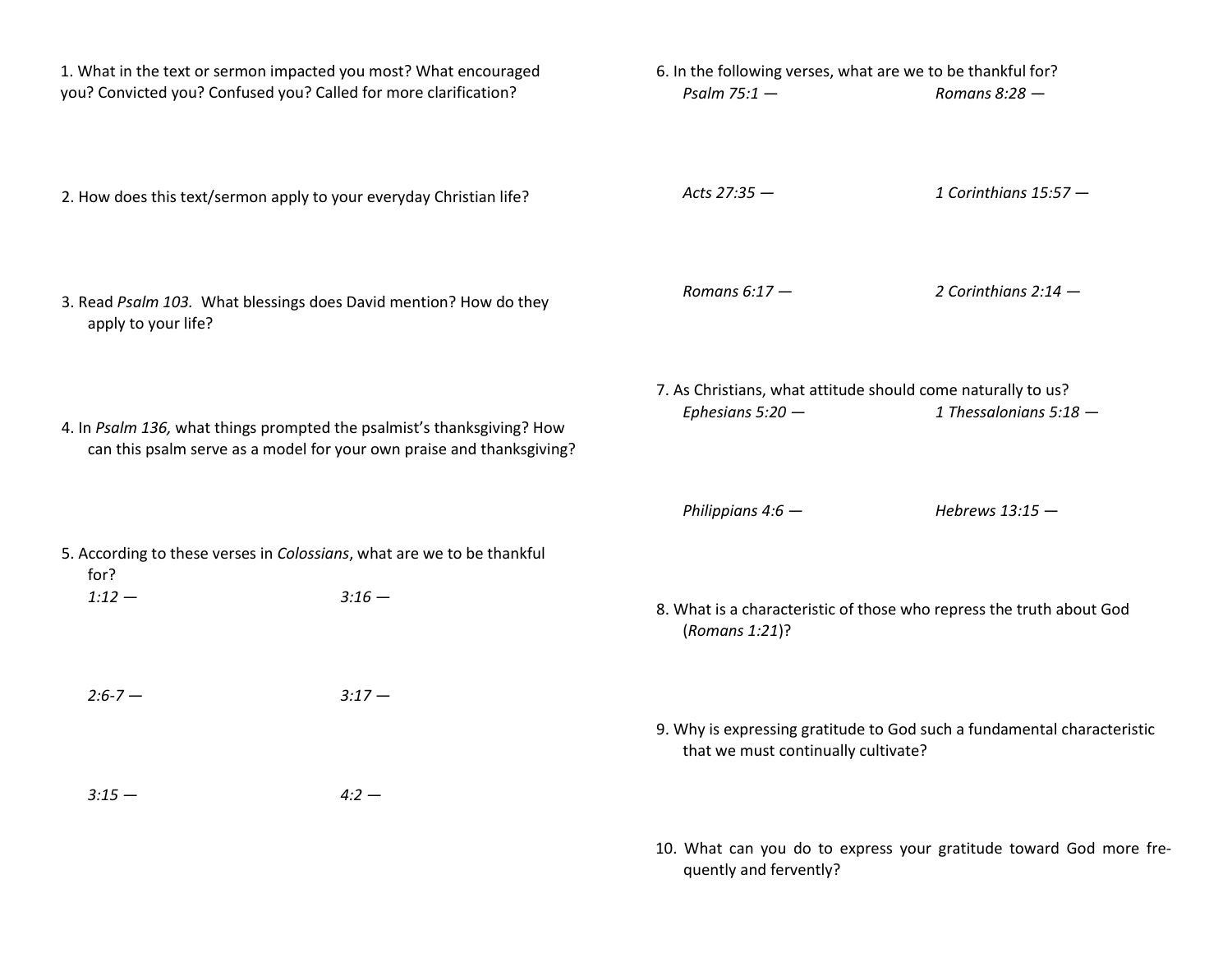1. What in the text or sermon impacted you most? What encouraged you? Convicted you? Confused you? Called for more clarification?

2. How does this text/sermon apply to your everyday Christian life?

3. Read *Psalm 103.* What blessings does David mention? How do they apply to your life?

4. In *Psalm 136,* what things prompted the psalmist's thanksgiving? How can this psalm serve as a model for your own praise and thanksgiving?

5. According to these verses in *Colossians*, what are we to be thankful for?

*1:12 —*

*2:6-7 —*

*3:15 —*

*3:16 —*

*3:17 —*

*4:2 —*

6. In the following verses, what are we to be thankful for?

*Psalm 75:1 —*

*Acts 27:35 —*

*Romans 6:17 —*

*Romans 8:28 —*

*1 Corinthians 15:57 —*

*2 Corinthians 2:14 —*

7. As Christians, what attitude should come naturally to us?

*Ephesians 5:20 —*

*Philippians 4:6 —*

*1 Thessalonians 5:18 —*

*Hebrews 13:15 —*

8. What is a characteristic of those who repress the truth about God (*Romans 1:21*)?

9. Why is expressing gratitude to God such a fundamental characteristic that we must continually cultivate?

10. What can you do to express your gratitude toward God more frequently and fervently?